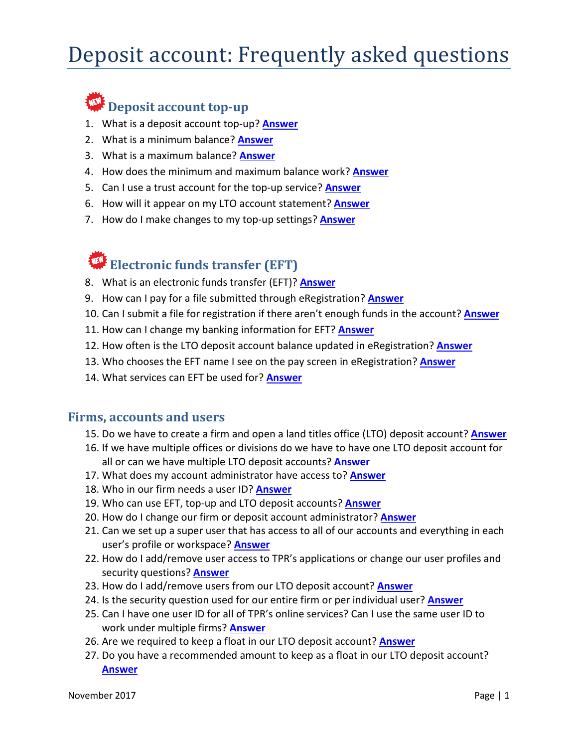# Deposit account: Frequently asked questions

## Deposit account top-up

1. What is a deposit account top-up? **Answer**
2. What is a minimum balance? **Answer**
3. What is a maximum balance? **Answer**
4. How does the minimum and maximum balance work? **Answer**
5. Can I use a trust account for the top-up service? **Answer**
6. How will it appear on my LTO account statement? **Answer**
7. How do I make changes to my top-up settings? **Answer**

## Electronic funds transfer (EFT)

8. What is an electronic funds transfer (EFT)? **Answer**
9. How can I pay for a file submitted through eRegistration? **Answer**
10. Can I submit a file for registration if there aren't enough funds in the account? **Answer**
11. How can I change my banking information for EFT? **Answer**
12. How often is the LTO deposit account balance updated in eRegistration? **Answer**
13. Who chooses the EFT name I see on the pay screen in eRegistration? **Answer**
14. What services can EFT be used for? **Answer**

## Firms, accounts and users

15. Do we have to create a firm and open a land titles office (LTO) deposit account? **Answer**
16. If we have multiple offices or divisions do we have to have one LTO deposit account for all or can we have multiple LTO deposit accounts? **Answer**
17. What does my account administrator have access to? **Answer**
18. Who in our firm needs a user ID? **Answer**
19. Who can use EFT, top-up and LTO deposit accounts? **Answer**
20. How do I change our firm or deposit account administrator? **Answer**
21. Can we set up a super user that has access to all of our accounts and everything in each user's profile or workspace? **Answer**
22. How do I add/remove user access to TPR's applications or change our user profiles and security questions? **Answer**
23. How do I add/remove users from our LTO deposit account? **Answer**
24. Is the security question used for our entire firm or per individual user? **Answer**
25. Can I have one user ID for all of TPR's online services? Can I use the same user ID to work under multiple firms? **Answer**
26. Are we required to keep a float in our LTO deposit account? **Answer**
27. Do you have a recommended amount to keep as a float in our LTO deposit account? **Answer**

November 2017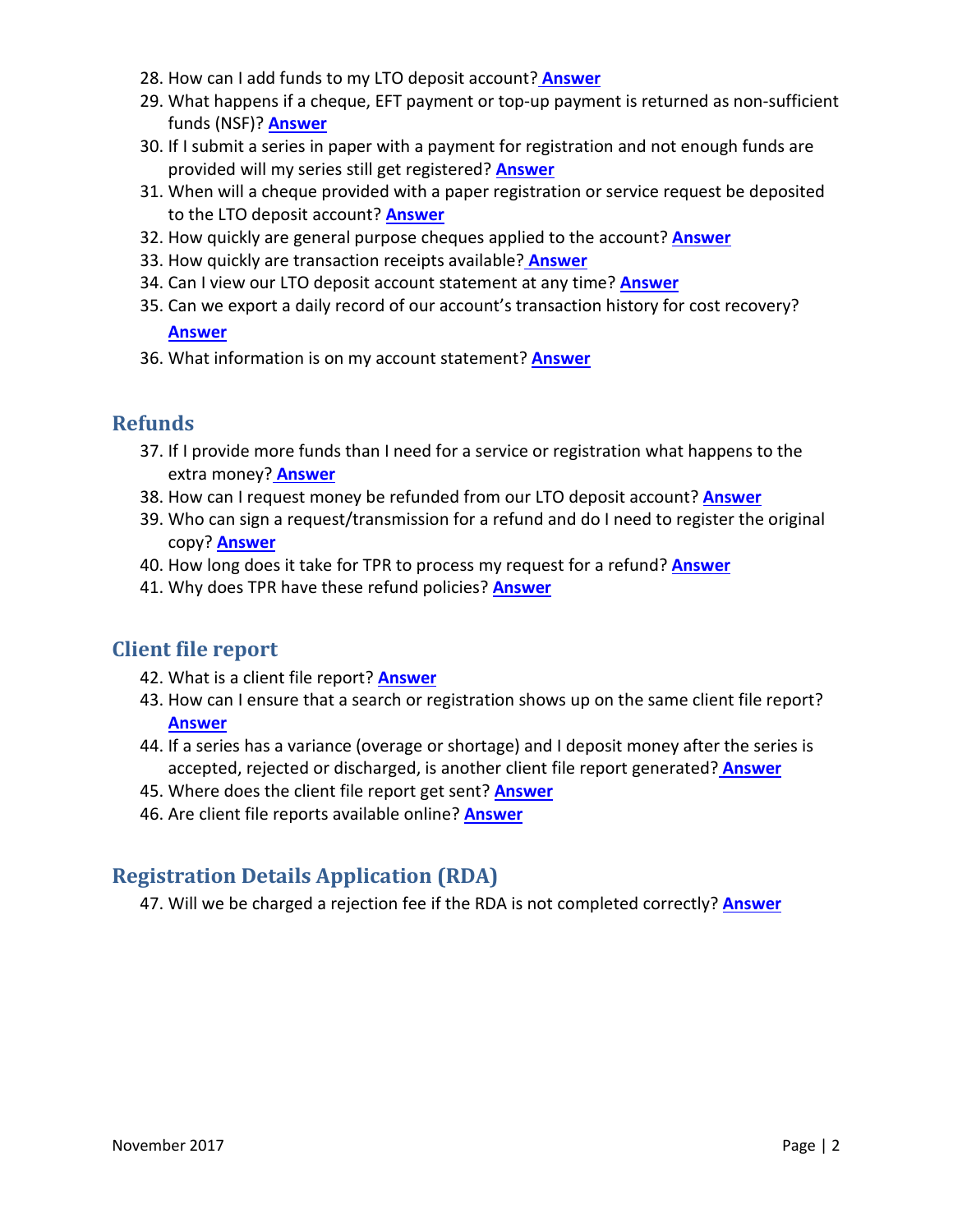28. How can I add funds to my LTO deposit account? **Answer**
29. What happens if a cheque, EFT payment or top-up payment is returned as non-sufficient funds (NSF)? **Answer**
30. If I submit a series in paper with a payment for registration and not enough funds are provided will my series still get registered? **Answer**
31. When will a cheque provided with a paper registration or service request be deposited to the LTO deposit account? **Answer**
32. How quickly are general purpose cheques applied to the account? **Answer**
33. How quickly are transaction receipts available? **Answer**
34. Can I view our LTO deposit account statement at any time? **Answer**
35. Can we export a daily record of our account's transaction history for cost recovery? **Answer**
36. What information is on my account statement? **Answer**

## Refunds

37. If I provide more funds than I need for a service or registration what happens to the extra money? **Answer**
38. How can I request money be refunded from our LTO deposit account? **Answer**
39. Who can sign a request/transmission for a refund and do I need to register the original copy? **Answer**
40. How long does it take for TPR to process my request for a refund? **Answer**
41. Why does TPR have these refund policies? **Answer**

## Client file report

42. What is a client file report? **Answer**
43. How can I ensure that a search or registration shows up on the same client file report? **Answer**
44. If a series has a variance (overage or shortage) and I deposit money after the series is accepted, rejected or discharged, is another client file report generated? **Answer**
45. Where does the client file report get sent? **Answer**
46. Are client file reports available online? **Answer**

## Registration Details Application (RDA)

47. Will we be charged a rejection fee if the RDA is not completed correctly? **Answer**

November 2017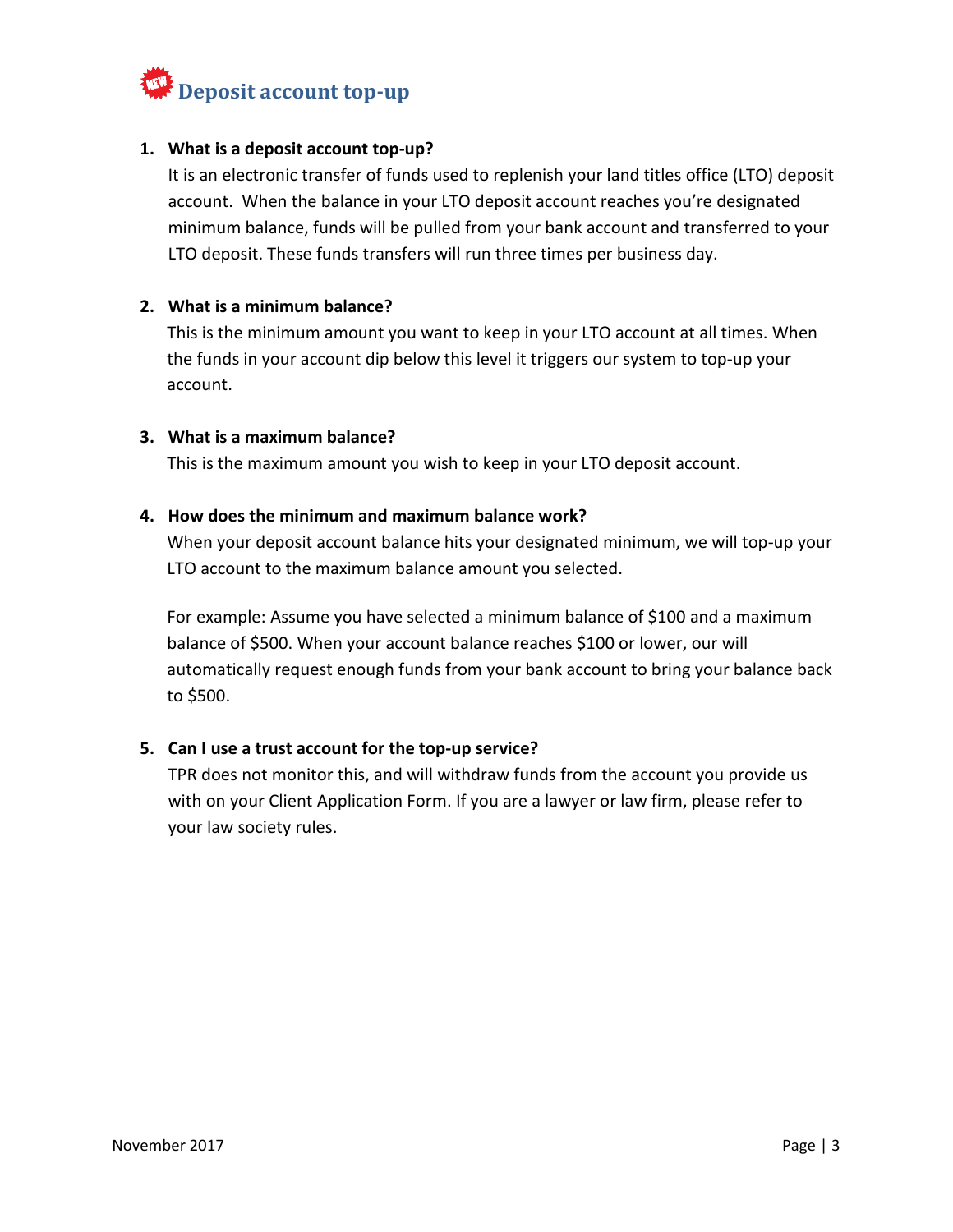# Deposit account top-up

1. **What is a deposit account top-up?**

   It is an electronic transfer of funds used to replenish your land titles office (LTO) deposit account. When the balance in your LTO deposit account reaches you're designated minimum balance, funds will be pulled from your bank account and transferred to your LTO deposit. These funds transfers will run three times per business day.

2. **What is a minimum balance?**

   This is the minimum amount you want to keep in your LTO account at all times. When the funds in your account dip below this level it triggers our system to top-up your account.

3. **What is a maximum balance?**

   This is the maximum amount you wish to keep in your LTO deposit account.

4. **How does the minimum and maximum balance work?**

   When your deposit account balance hits your designated minimum, we will top-up your LTO account to the maximum balance amount you selected.

   For example: Assume you have selected a minimum balance of $100 and a maximum balance of $500. When your account balance reaches $100 or lower, our will automatically request enough funds from your bank account to bring your balance back to $500.

5. **Can I use a trust account for the top-up service?**

   TPR does not monitor this, and will withdraw funds from the account you provide us with on your Client Application Form. If you are a lawyer or law firm, please refer to your law society rules.

November 2017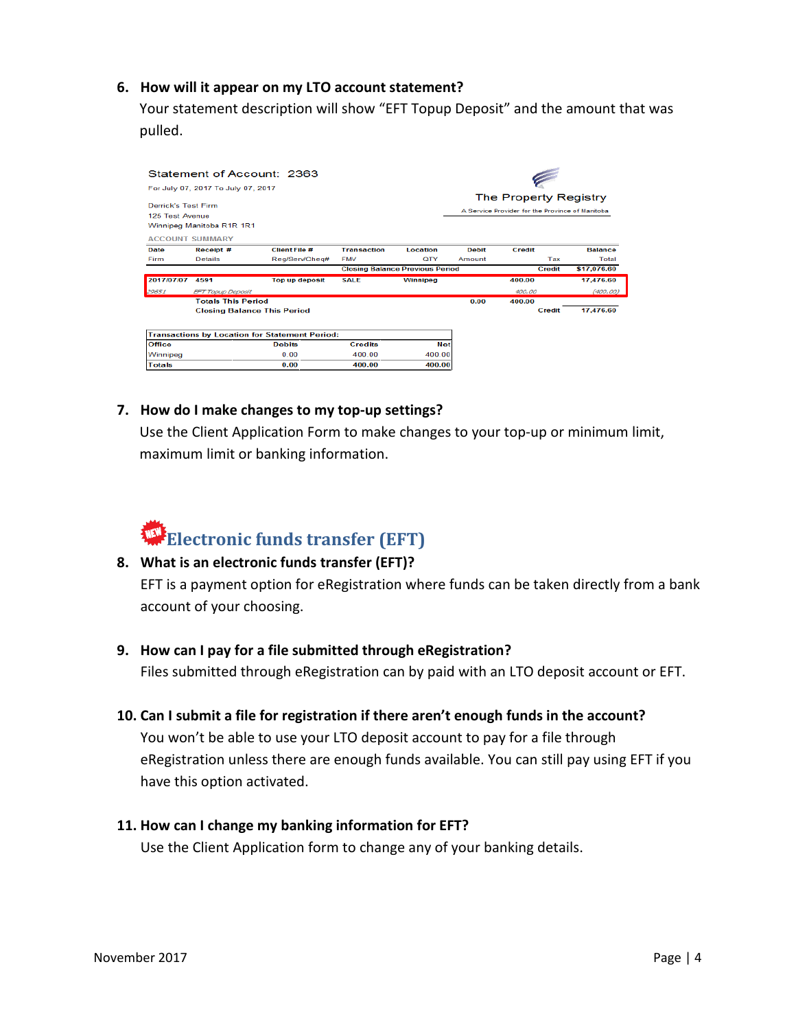6. **How will it appear on my LTO account statement?**

   Your statement description will show "EFT Topup Deposit" and the amount that was pulled.

Statement of Account: 2363

For July 07, 2017 To July 07, 2017

Derrick's Test Firm
125 Test Avenue
Winnipeg Manitoba R1R 1R1

The Property Registry
A Service Provider for the Province of Manitoba

ACCOUNT SUMMARY

| Date | Receipt # | Client File # | Transaction | Location | Debit | Credit | | Balance |
|---|---|---|---|---|---|---|---|---|
| Firm | Details | Reg/Serv/Cheq# | FMV | QTY | Amount | | Tax | Total |
| | | | Closing Balance Previous Period | | | | Credit | $17,076.60 |
| 2017/07/07 | 4591 | Top up deposit | SALE | Winnipeg | | 400.00 | | 17,476.60 |
| *29651* | *EFT Topup Deposit* | | | | | *400.00* | | *(400.00)* |
| | Totals This Period | | | | 0.00 | 400.00 | | |
| | Closing Balance This Period | | | | | | Credit | 17,476.60 |

| Transactions by Location for Statement Period: | | | |
|---|---|---|---|
| Office | Debits | Credits | Net |
| Winnipeg | 0.00 | 400.00 | 400.00 |
| Totals | 0.00 | 400.00 | 400.00 |

7. **How do I make changes to my top-up settings?**

   Use the Client Application Form to make changes to your top-up or minimum limit, maximum limit or banking information.

## NEW Electronic funds transfer (EFT)

8. **What is an electronic funds transfer (EFT)?**

   EFT is a payment option for eRegistration where funds can be taken directly from a bank account of your choosing.

9. **How can I pay for a file submitted through eRegistration?**

   Files submitted through eRegistration can by paid with an LTO deposit account or EFT.

10. **Can I submit a file for registration if there aren't enough funds in the account?**

    You won't be able to use your LTO deposit account to pay for a file through eRegistration unless there are enough funds available. You can still pay using EFT if you have this option activated.

11. **How can I change my banking information for EFT?**

    Use the Client Application form to change any of your banking details.

November 2017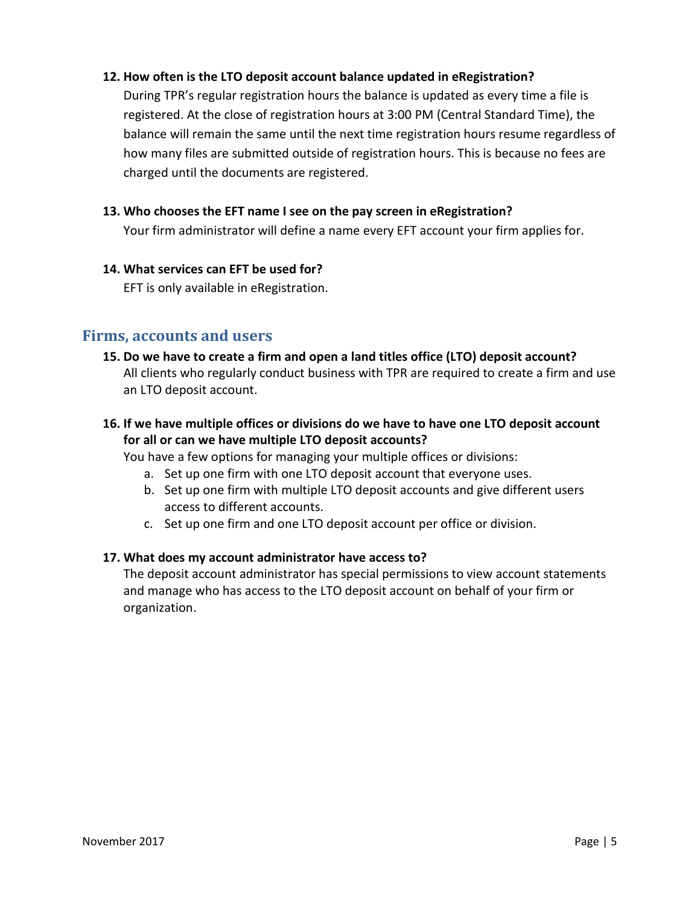**12. How often is the LTO deposit account balance updated in eRegistration?**

During TPR's regular registration hours the balance is updated as every time a file is registered. At the close of registration hours at 3:00 PM (Central Standard Time), the balance will remain the same until the next time registration hours resume regardless of how many files are submitted outside of registration hours. This is because no fees are charged until the documents are registered.

**13. Who chooses the EFT name I see on the pay screen in eRegistration?**

Your firm administrator will define a name every EFT account your firm applies for.

**14. What services can EFT be used for?**

EFT is only available in eRegistration.

## Firms, accounts and users

**15. Do we have to create a firm and open a land titles office (LTO) deposit account?**

All clients who regularly conduct business with TPR are required to create a firm and use an LTO deposit account.

**16. If we have multiple offices or divisions do we have to have one LTO deposit account for all or can we have multiple LTO deposit accounts?**

You have a few options for managing your multiple offices or divisions:

a. Set up one firm with one LTO deposit account that everyone uses.
b. Set up one firm with multiple LTO deposit accounts and give different users access to different accounts.
c. Set up one firm and one LTO deposit account per office or division.

**17. What does my account administrator have access to?**

The deposit account administrator has special permissions to view account statements and manage who has access to the LTO deposit account on behalf of your firm or organization.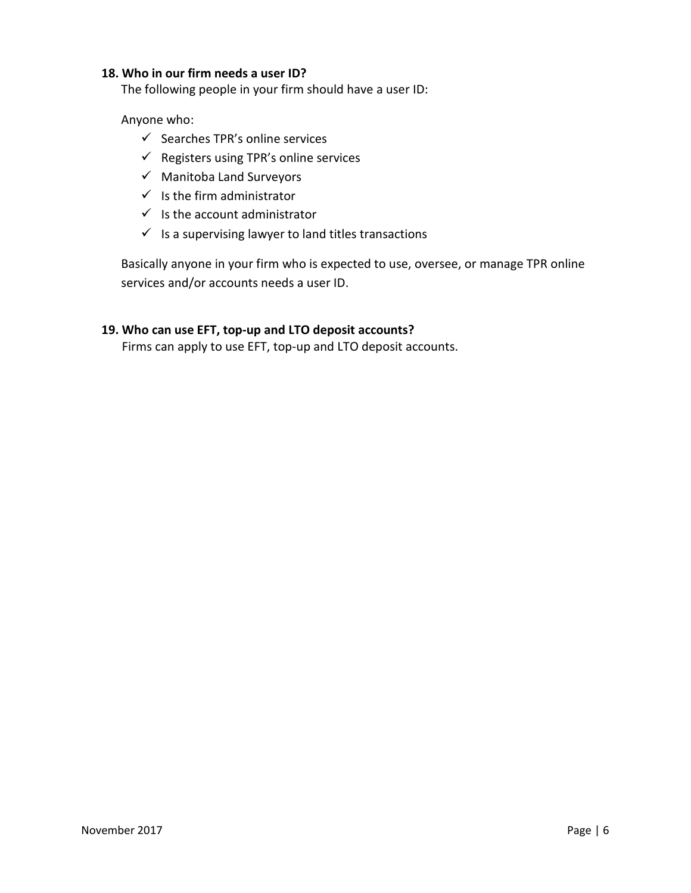**18. Who in our firm needs a user ID?**

The following people in your firm should have a user ID:

Anyone who:

- ✓ Searches TPR's online services
- ✓ Registers using TPR's online services
- ✓ Manitoba Land Surveyors
- ✓ Is the firm administrator
- ✓ Is the account administrator
- ✓ Is a supervising lawyer to land titles transactions

Basically anyone in your firm who is expected to use, oversee, or manage TPR online services and/or accounts needs a user ID.

**19. Who can use EFT, top-up and LTO deposit accounts?**

Firms can apply to use EFT, top-up and LTO deposit accounts.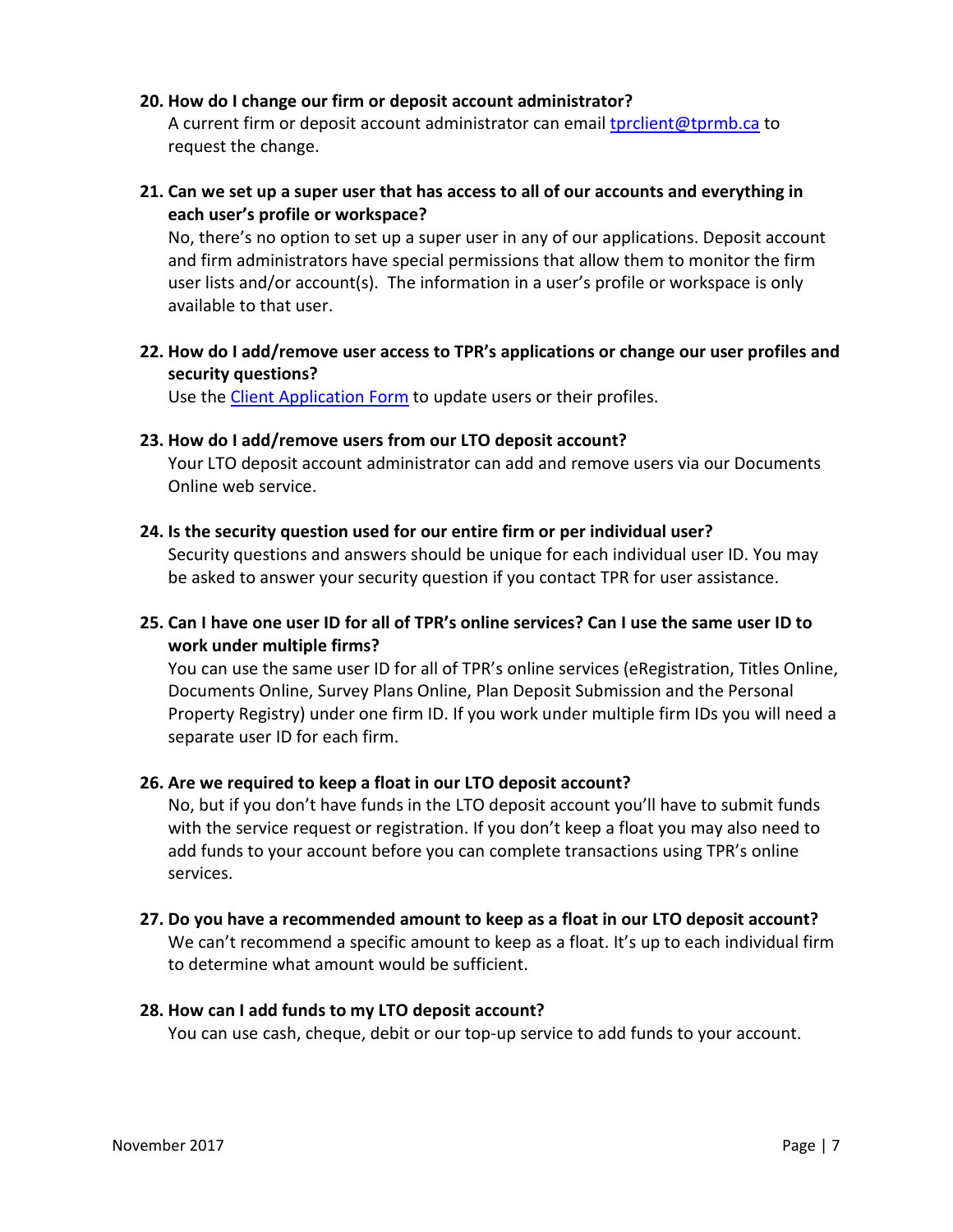**20. How do I change our firm or deposit account administrator?**

A current firm or deposit account administrator can email [tprclient@tprmb.ca](mailto:tprclient@tprmb.ca) to request the change.

**21. Can we set up a super user that has access to all of our accounts and everything in each user's profile or workspace?**

No, there's no option to set up a super user in any of our applications. Deposit account and firm administrators have special permissions that allow them to monitor the firm user lists and/or account(s). The information in a user's profile or workspace is only available to that user.

**22. How do I add/remove user access to TPR's applications or change our user profiles and security questions?**

Use the [Client Application Form]() to update users or their profiles.

**23. How do I add/remove users from our LTO deposit account?**

Your LTO deposit account administrator can add and remove users via our Documents Online web service.

**24. Is the security question used for our entire firm or per individual user?**

Security questions and answers should be unique for each individual user ID. You may be asked to answer your security question if you contact TPR for user assistance.

**25. Can I have one user ID for all of TPR's online services? Can I use the same user ID to work under multiple firms?**

You can use the same user ID for all of TPR's online services (eRegistration, Titles Online, Documents Online, Survey Plans Online, Plan Deposit Submission and the Personal Property Registry) under one firm ID. If you work under multiple firm IDs you will need a separate user ID for each firm.

**26. Are we required to keep a float in our LTO deposit account?**

No, but if you don't have funds in the LTO deposit account you'll have to submit funds with the service request or registration. If you don't keep a float you may also need to add funds to your account before you can complete transactions using TPR's online services.

**27. Do you have a recommended amount to keep as a float in our LTO deposit account?**

We can't recommend a specific amount to keep as a float. It's up to each individual firm to determine what amount would be sufficient.

**28. How can I add funds to my LTO deposit account?**

You can use cash, cheque, debit or our top-up service to add funds to your account.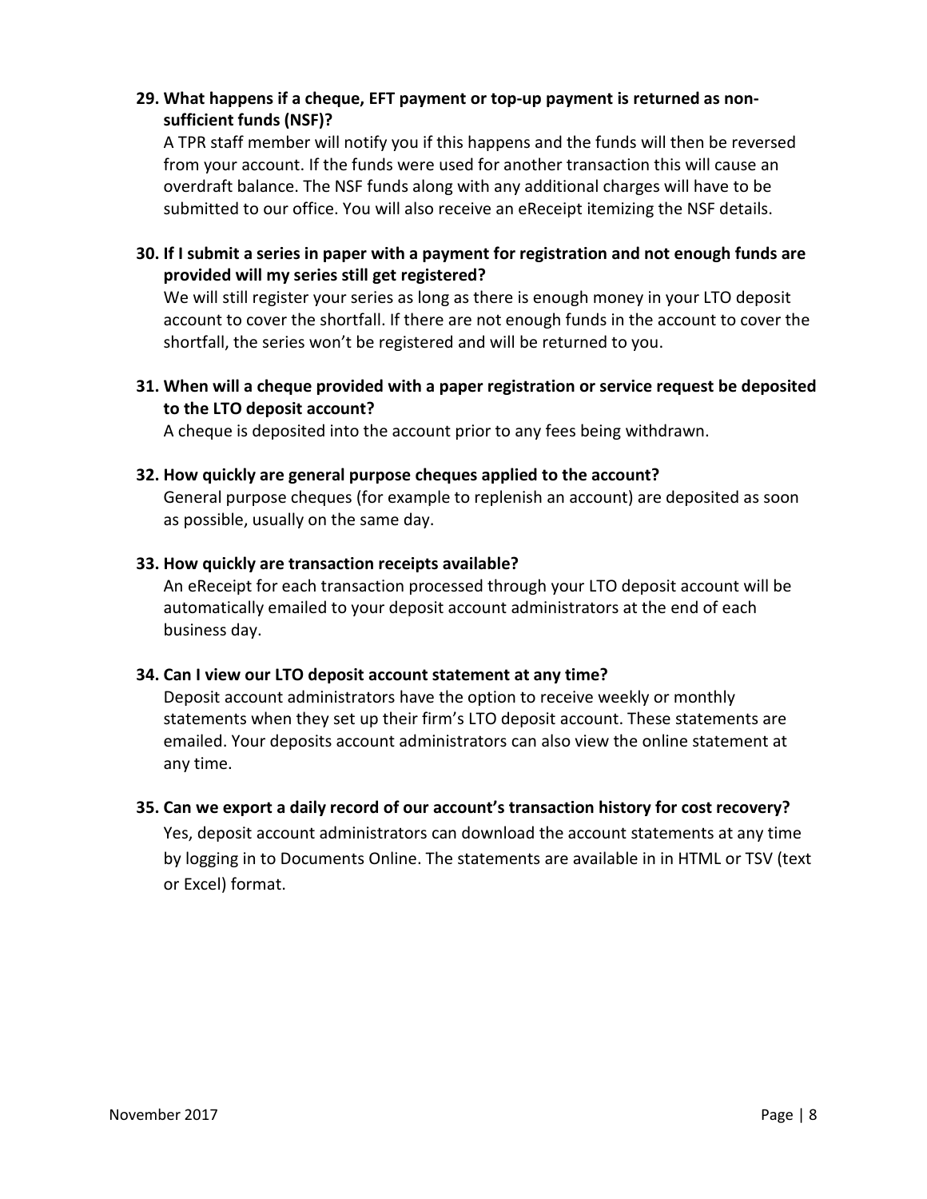**29. What happens if a cheque, EFT payment or top-up payment is returned as non-sufficient funds (NSF)?**

A TPR staff member will notify you if this happens and the funds will then be reversed from your account. If the funds were used for another transaction this will cause an overdraft balance. The NSF funds along with any additional charges will have to be submitted to our office. You will also receive an eReceipt itemizing the NSF details.

**30. If I submit a series in paper with a payment for registration and not enough funds are provided will my series still get registered?**

We will still register your series as long as there is enough money in your LTO deposit account to cover the shortfall. If there are not enough funds in the account to cover the shortfall, the series won't be registered and will be returned to you.

**31. When will a cheque provided with a paper registration or service request be deposited to the LTO deposit account?**

A cheque is deposited into the account prior to any fees being withdrawn.

**32. How quickly are general purpose cheques applied to the account?**

General purpose cheques (for example to replenish an account) are deposited as soon as possible, usually on the same day.

**33. How quickly are transaction receipts available?**

An eReceipt for each transaction processed through your LTO deposit account will be automatically emailed to your deposit account administrators at the end of each business day.

**34. Can I view our LTO deposit account statement at any time?**

Deposit account administrators have the option to receive weekly or monthly statements when they set up their firm's LTO deposit account. These statements are emailed. Your deposits account administrators can also view the online statement at any time.

**35. Can we export a daily record of our account's transaction history for cost recovery?**

Yes, deposit account administrators can download the account statements at any time by logging in to Documents Online. The statements are available in in HTML or TSV (text or Excel) format.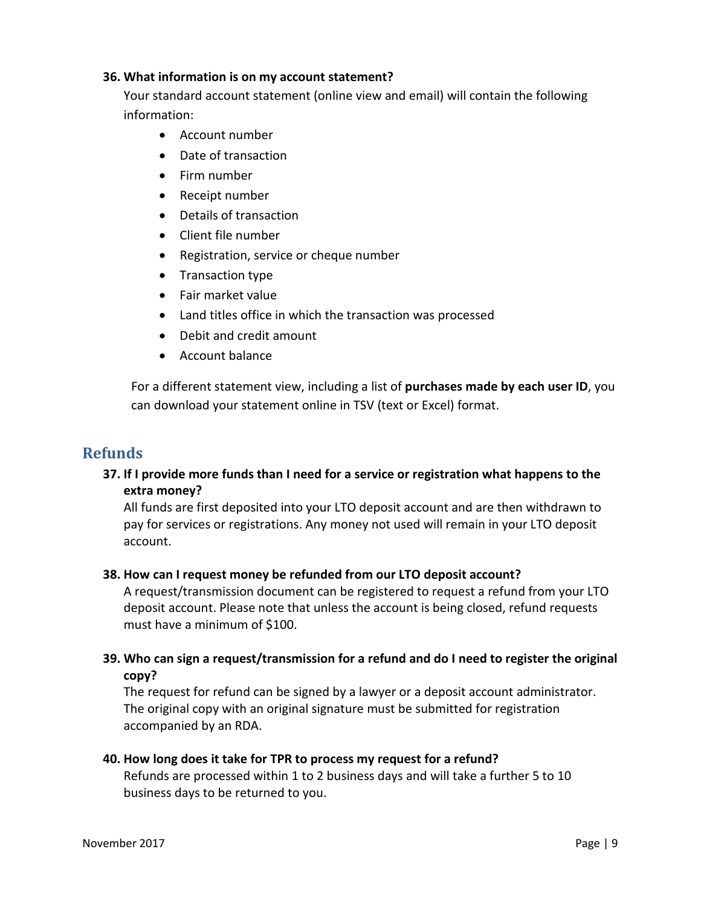**36. What information is on my account statement?**

Your standard account statement (online view and email) will contain the following information:

- Account number
- Date of transaction
- Firm number
- Receipt number
- Details of transaction
- Client file number
- Registration, service or cheque number
- Transaction type
- Fair market value
- Land titles office in which the transaction was processed
- Debit and credit amount
- Account balance

For a different statement view, including a list of **purchases made by each user ID**, you can download your statement online in TSV (text or Excel) format.

## Refunds

**37. If I provide more funds than I need for a service or registration what happens to the extra money?**

All funds are first deposited into your LTO deposit account and are then withdrawn to pay for services or registrations. Any money not used will remain in your LTO deposit account.

**38. How can I request money be refunded from our LTO deposit account?**

A request/transmission document can be registered to request a refund from your LTO deposit account. Please note that unless the account is being closed, refund requests must have a minimum of $100.

**39. Who can sign a request/transmission for a refund and do I need to register the original copy?**

The request for refund can be signed by a lawyer or a deposit account administrator. The original copy with an original signature must be submitted for registration accompanied by an RDA.

**40. How long does it take for TPR to process my request for a refund?**

Refunds are processed within 1 to 2 business days and will take a further 5 to 10 business days to be returned to you.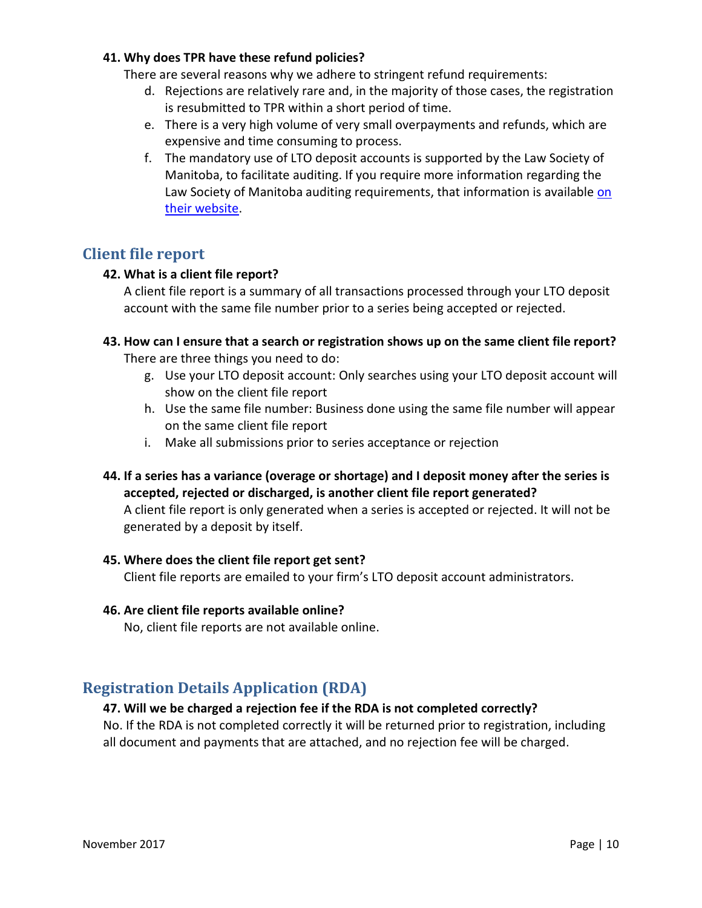**41. Why does TPR have these refund policies?**

There are several reasons why we adhere to stringent refund requirements:

d. Rejections are relatively rare and, in the majority of those cases, the registration is resubmitted to TPR within a short period of time.
e. There is a very high volume of very small overpayments and refunds, which are expensive and time consuming to process.
f. The mandatory use of LTO deposit accounts is supported by the Law Society of Manitoba, to facilitate auditing. If you require more information regarding the Law Society of Manitoba auditing requirements, that information is available on their website.

## Client file report

**42. What is a client file report?**

A client file report is a summary of all transactions processed through your LTO deposit account with the same file number prior to a series being accepted or rejected.

**43. How can I ensure that a search or registration shows up on the same client file report?**

There are three things you need to do:

g. Use your LTO deposit account: Only searches using your LTO deposit account will show on the client file report
h. Use the same file number: Business done using the same file number will appear on the same client file report
i. Make all submissions prior to series acceptance or rejection

**44. If a series has a variance (overage or shortage) and I deposit money after the series is accepted, rejected or discharged, is another client file report generated?**

A client file report is only generated when a series is accepted or rejected. It will not be generated by a deposit by itself.

**45. Where does the client file report get sent?**

Client file reports are emailed to your firm's LTO deposit account administrators.

**46. Are client file reports available online?**

No, client file reports are not available online.

## Registration Details Application (RDA)

**47. Will we be charged a rejection fee if the RDA is not completed correctly?**

No. If the RDA is not completed correctly it will be returned prior to registration, including all document and payments that are attached, and no rejection fee will be charged.